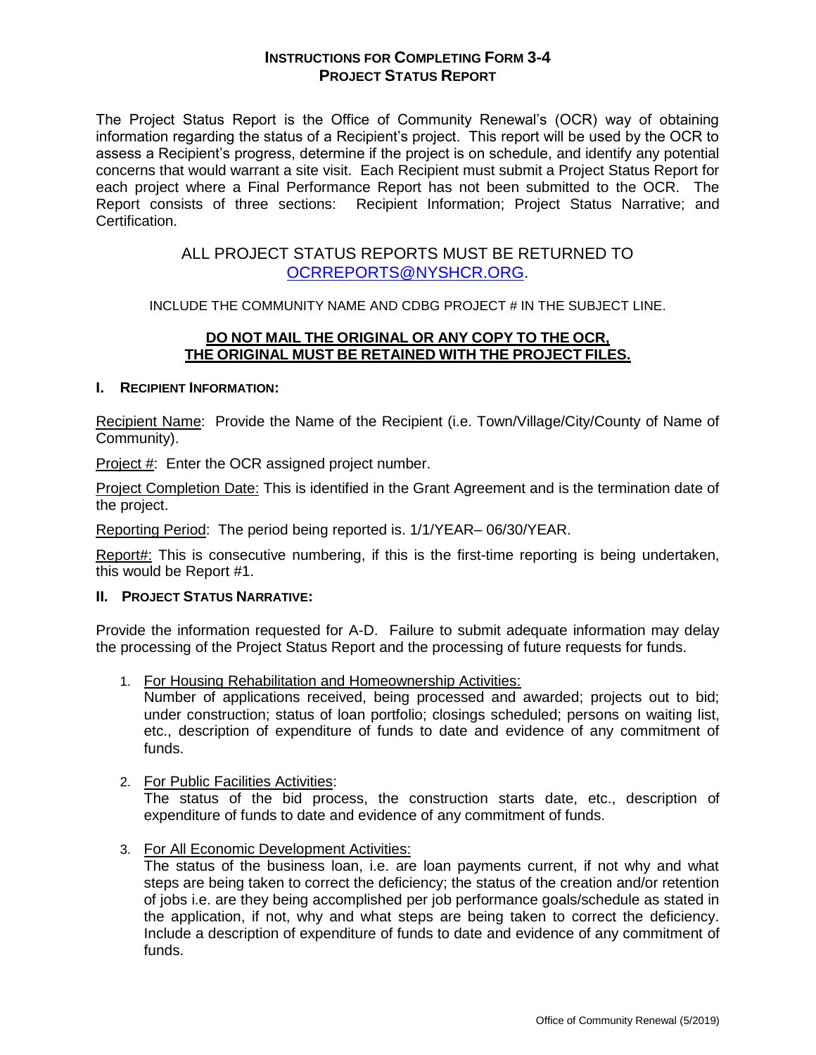# INSTRUCTIONS FOR COMPLETING FORM 3-4
## PROJECT STATUS REPORT

The Project Status Report is the Office of Community Renewal's (OCR) way of obtaining information regarding the status of a Recipient's project. This report will be used by the OCR to assess a Recipient's progress, determine if the project is on schedule, and identify any potential concerns that would warrant a site visit. Each Recipient must submit a Project Status Report for each project where a Final Performance Report has not been submitted to the OCR. The Report consists of three sections: Recipient Information; Project Status Narrative; and Certification.

ALL PROJECT STATUS REPORTS MUST BE RETURNED TO OCRREPORTS@NYSHCR.ORG.

INCLUDE THE COMMUNITY NAME AND CDBG PROJECT # IN THE SUBJECT LINE.

**DO NOT MAIL THE ORIGINAL OR ANY COPY TO THE OCR, THE ORIGINAL MUST BE RETAINED WITH THE PROJECT FILES.**

### I. RECIPIENT INFORMATION:

Recipient Name: Provide the Name of the Recipient (i.e. Town/Village/City/County of Name of Community).

Project #: Enter the OCR assigned project number.

Project Completion Date: This is identified in the Grant Agreement and is the termination date of the project.

Reporting Period: The period being reported is. 1/1/YEAR– 06/30/YEAR.

Report#: This is consecutive numbering, if this is the first-time reporting is being undertaken, this would be Report #1.

### II. PROJECT STATUS NARRATIVE:

Provide the information requested for A-D. Failure to submit adequate information may delay the processing of the Project Status Report and the processing of future requests for funds.

1. For Housing Rehabilitation and Homeownership Activities:
   Number of applications received, being processed and awarded; projects out to bid; under construction; status of loan portfolio; closings scheduled; persons on waiting list, etc., description of expenditure of funds to date and evidence of any commitment of funds.

2. For Public Facilities Activities:
   The status of the bid process, the construction starts date, etc., description of expenditure of funds to date and evidence of any commitment of funds.

3. For All Economic Development Activities:
   The status of the business loan, i.e. are loan payments current, if not why and what steps are being taken to correct the deficiency; the status of the creation and/or retention of jobs i.e. are they being accomplished per job performance goals/schedule as stated in the application, if not, why and what steps are being taken to correct the deficiency. Include a description of expenditure of funds to date and evidence of any commitment of funds.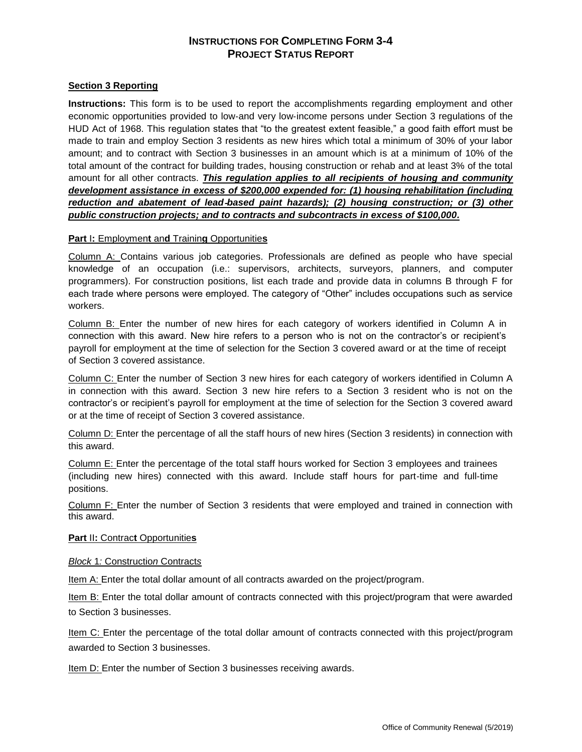# INSTRUCTIONS FOR COMPLETING FORM 3-4
## PROJECT STATUS REPORT

**Section 3 Reporting**

**Instructions:** This form is to be used to report the accomplishments regarding employment and other economic opportunities provided to low-and very low-income persons under Section 3 regulations of the HUD Act of 1968. This regulation states that "to the greatest extent feasible," a good faith effort must be made to train and employ Section 3 residents as new hires which total a minimum of 30% of your labor amount; and to contract with Section 3 businesses in an amount which is at a minimum of 10% of the total amount of the contract for building trades, housing construction or rehab and at least 3% of the total amount for all other contracts. ***This regulation applies to all recipients of housing and community development assistance in excess of $200,000 expended for: (1) housing rehabilitation (including reduction and abatement of lead-based paint hazards); (2) housing construction; or (3) other public construction projects; and to contracts and subcontracts in excess of $100,000.***

**Part I: Employment and Training Opportunities**

Column A: Contains various job categories. Professionals are defined as people who have special knowledge of an occupation (i.e.: supervisors, architects, surveyors, planners, and computer programmers). For construction positions, list each trade and provide data in columns B through F for each trade where persons were employed. The category of "Other" includes occupations such as service workers.

Column B: Enter the number of new hires for each category of workers identified in Column A in connection with this award. New hire refers to a person who is not on the contractor's or recipient's payroll for employment at the time of selection for the Section 3 covered award or at the time of receipt of Section 3 covered assistance.

Column C: Enter the number of Section 3 new hires for each category of workers identified in Column A in connection with this award. Section 3 new hire refers to a Section 3 resident who is not on the contractor's or recipient's payroll for employment at the time of selection for the Section 3 covered award or at the time of receipt of Section 3 covered assistance.

Column D: Enter the percentage of all the staff hours of new hires (Section 3 residents) in connection with this award.

Column E: Enter the percentage of the total staff hours worked for Section 3 employees and trainees (including new hires) connected with this award. Include staff hours for part-time and full-time positions.

Column F: Enter the number of Section 3 residents that were employed and trained in connection with this award.

**Part II: Contract Opportunities**

*Block 1: Construction Contracts*

Item A: Enter the total dollar amount of all contracts awarded on the project/program.

Item B: Enter the total dollar amount of contracts connected with this project/program that were awarded to Section 3 businesses.

Item C: Enter the percentage of the total dollar amount of contracts connected with this project/program awarded to Section 3 businesses.

Item D: Enter the number of Section 3 businesses receiving awards.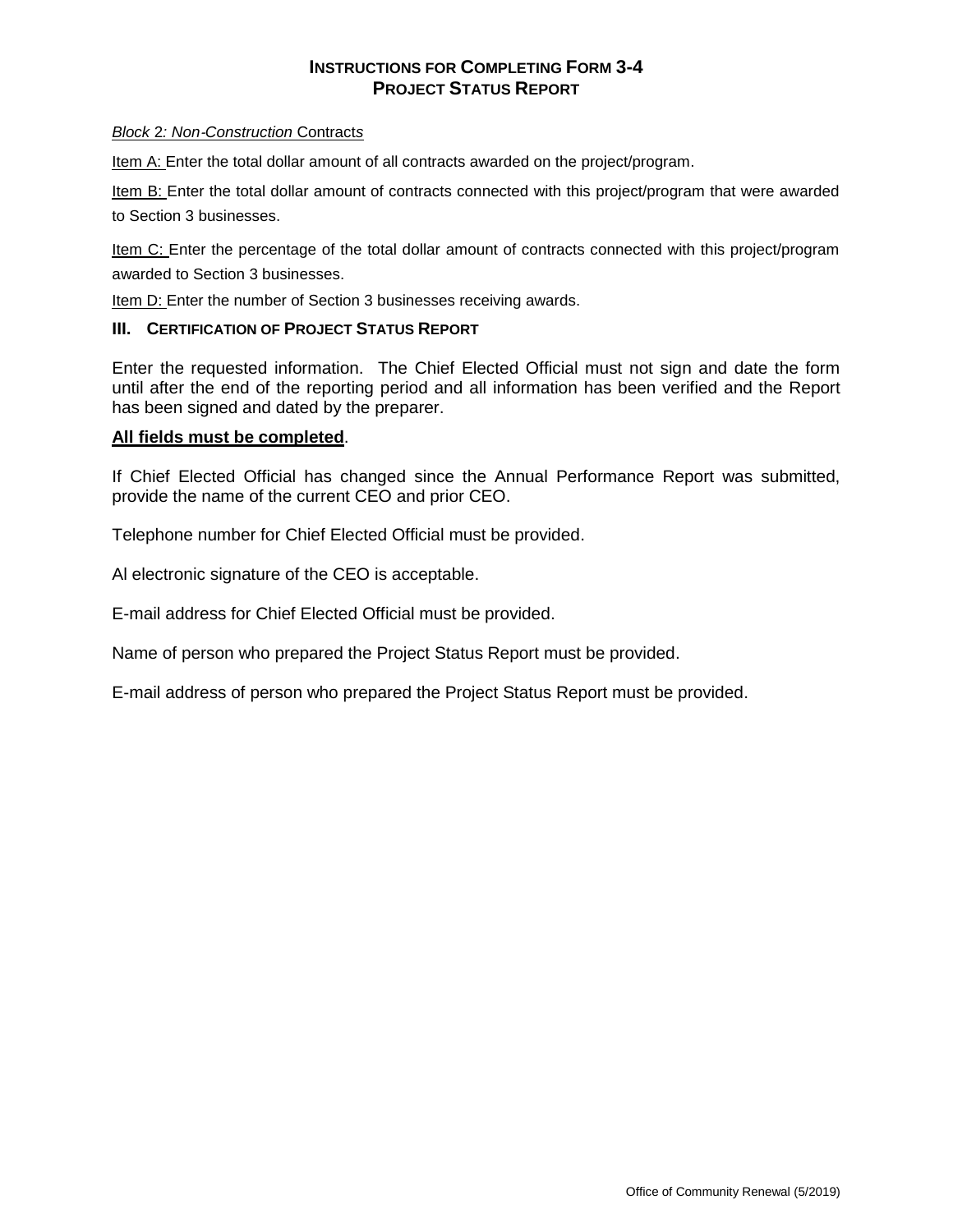## INSTRUCTIONS FOR COMPLETING FORM 3-4
## PROJECT STATUS REPORT

*Block 2: Non-Construction Contracts*

Item A: Enter the total dollar amount of all contracts awarded on the project/program.

Item B: Enter the total dollar amount of contracts connected with this project/program that were awarded to Section 3 businesses.

Item C: Enter the percentage of the total dollar amount of contracts connected with this project/program awarded to Section 3 businesses.

Item D: Enter the number of Section 3 businesses receiving awards.

### III. CERTIFICATION OF PROJECT STATUS REPORT

Enter the requested information. The Chief Elected Official must not sign and date the form until after the end of the reporting period and all information has been verified and the Report has been signed and dated by the preparer.

**All fields must be completed**.

If Chief Elected Official has changed since the Annual Performance Report was submitted, provide the name of the current CEO and prior CEO.

Telephone number for Chief Elected Official must be provided.

Al electronic signature of the CEO is acceptable.

E-mail address for Chief Elected Official must be provided.

Name of person who prepared the Project Status Report must be provided.

E-mail address of person who prepared the Project Status Report must be provided.